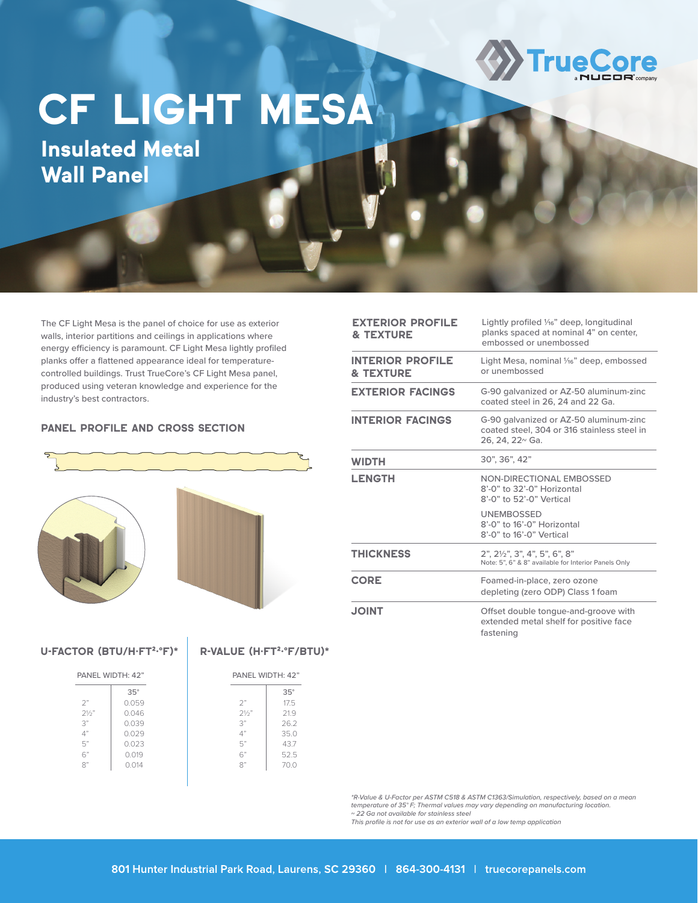# CF LIGHT MESA

## Insulated Metal Wall Panel

The CF Light Mesa is the panel of choice for use as exterior walls, interior partitions and ceilings in applications where energy efficiency is paramount. CF Light Mesa lightly profiled planks offer a flattened appearance ideal for temperature-controlled buildings. Trust TrueCore's CF Light Mesa panel, produced using veteran knowledge and experience for the industry's best contractors.

### PANEL PROFILE AND CROSS SECTION

| | |
|---|---|
| **EXTERIOR PROFILE & TEXTURE** | Lightly profiled 1⁄16" deep, longitudinal planks spaced at nominal 4" on center, embossed or unembossed |
| **INTERIOR PROFILE & TEXTURE** | Light Mesa, nominal 1⁄16" deep, embossed or unembossed |
| **EXTERIOR FACINGS** | G-90 galvanized or AZ-50 aluminum-zinc coated steel in 26, 24 and 22 Ga. |
| **INTERIOR FACINGS** | G-90 galvanized or AZ-50 aluminum-zinc coated steel, 304 or 316 stainless steel in 26, 24, 22~ Ga. |
| **WIDTH** | 30", 36", 42" |
| **LENGTH** | NON-DIRECTIONAL EMBOSSED<br>8'-0" to 32'-0" Horizontal<br>8'-0" to 52'-0" Vertical<br>UNEMBOSSED<br>8'-0" to 16'-0" Horizontal<br>8'-0" to 16'-0" Vertical |
| **THICKNESS** | 2", 2½", 3", 4", 5", 6", 8"<br>Note: 5", 6" & 8" available for Interior Panels Only |
| **CORE** | Foamed-in-place, zero ozone depleting (zero ODP) Class 1 foam |
| **JOINT** | Offset double tongue-and-groove with extended metal shelf for positive face fastening |

### U-FACTOR (BTU/H·FT²·°F)*

PANEL WIDTH: 42"

| | 35° |
|---|---|
| 2" | 0.059 |
| 2½" | 0.046 |
| 3" | 0.039 |
| 4" | 0.029 |
| 5" | 0.023 |
| 6" | 0.019 |
| 8" | 0.014 |

### R-VALUE (H·FT²·°F/BTU)*

PANEL WIDTH: 42"

| | 35° |
|---|---|
| 2" | 17.5 |
| 2½" | 21.9 |
| 3" | 26.2 |
| 4" | 35.0 |
| 5" | 43.7 |
| 6" | 52.5 |
| 8" | 70.0 |

*\*R-Value & U-Factor per ASTM C518 & ASTM C1363/Simulation, respectively, based on a mean temperature of 35° F; Thermal values may vary depending on manufacturing location.*
*~ 22 Ga not available for stainless steel*
*This profile is not for use as an exterior wall of a low temp application*

**801 Hunter Industrial Park Road, Laurens, SC 29360 | 864-300-4131 | truecorepanels.com**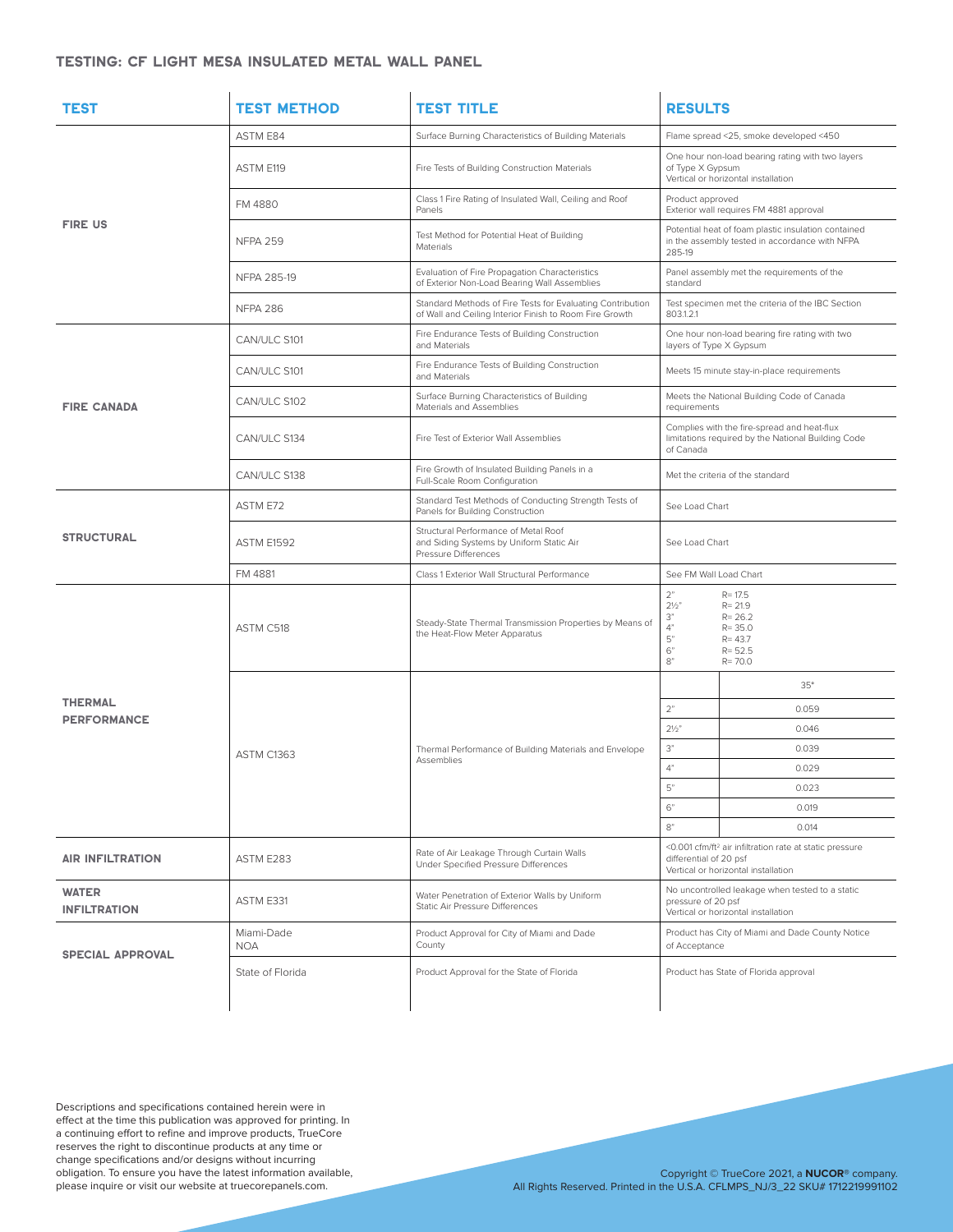## TESTING: CF LIGHT MESA INSULATED METAL WALL PANEL

| TEST | TEST METHOD | TEST TITLE | RESULTS | |
|---|---|---|---|---|
| FIRE US | ASTM E84 | Surface Burning Characteristics of Building Materials | Flame spread <25, smoke developed <450 | |
| | ASTM E119 | Fire Tests of Building Construction Materials | One hour non-load bearing rating with two layers of Type X Gypsum Vertical or horizontal installation | |
| | FM 4880 | Class 1 Fire Rating of Insulated Wall, Ceiling and Roof Panels | Product approved Exterior wall requires FM 4881 approval | |
| | NFPA 259 | Test Method for Potential Heat of Building Materials | Potential heat of foam plastic insulation contained in the assembly tested in accordance with NFPA 285-19 | |
| | NFPA 285-19 | Evaluation of Fire Propagation Characteristics of Exterior Non-Load Bearing Wall Assemblies | Panel assembly met the requirements of the standard | |
| | NFPA 286 | Standard Methods of Fire Tests for Evaluating Contribution of Wall and Ceiling Interior Finish to Room Fire Growth | Test specimen met the criteria of the IBC Section 803.1.2.1 | |
| FIRE CANADA | CAN/ULC S101 | Fire Endurance Tests of Building Construction and Materials | One hour non-load bearing fire rating with two layers of Type X Gypsum | |
| | CAN/ULC S101 | Fire Endurance Tests of Building Construction and Materials | Meets 15 minute stay-in-place requirements | |
| | CAN/ULC S102 | Surface Burning Characteristics of Building Materials and Assemblies | Meets the National Building Code of Canada requirements | |
| | CAN/ULC S134 | Fire Test of Exterior Wall Assemblies | Complies with the fire-spread and heat-flux limitations required by the National Building Code of Canada | |
| | CAN/ULC S138 | Fire Growth of Insulated Building Panels in a Full-Scale Room Configuration | Met the criteria of the standard | |
| STRUCTURAL | ASTM E72 | Standard Test Methods of Conducting Strength Tests of Panels for Building Construction | See Load Chart | |
| | ASTM E1592 | Structural Performance of Metal Roof and Siding Systems by Uniform Static Air Pressure Differences | See Load Chart | |
| | FM 4881 | Class 1 Exterior Wall Structural Performance | See FM Wall Load Chart | |
| THERMAL PERFORMANCE | ASTM C518 | Steady-State Thermal Transmission Properties by Means of the Heat-Flow Meter Apparatus | 2" | R= 17.5 |
| | | | 2½" | R= 21.9 |
| | | | 3" | R= 26.2 |
| | | | 4" | R= 35.0 |
| | | | 5" | R= 43.7 |
| | | | 6" | R= 52.5 |
| | | | 8" | R= 70.0 |
| | ASTM C1363 | Thermal Performance of Building Materials and Envelope Assemblies | | 35° |
| | | | 2" | 0.059 |
| | | | 2½" | 0.046 |
| | | | 3" | 0.039 |
| | | | 4" | 0.029 |
| | | | 5" | 0.023 |
| | | | 6" | 0.019 |
| | | | 8" | 0.014 |
| AIR INFILTRATION | ASTM E283 | Rate of Air Leakage Through Curtain Walls Under Specified Pressure Differences | <0.001 cfm/ft² air infiltration rate at static pressure differential of 20 psf Vertical or horizontal installation | |
| WATER INFILTRATION | ASTM E331 | Water Penetration of Exterior Walls by Uniform Static Air Pressure Differences | No uncontrolled leakage when tested to a static pressure of 20 psf Vertical or horizontal installation | |
| SPECIAL APPROVAL | Miami-Dade NOA | Product Approval for City of Miami and Dade County | Product has City of Miami and Dade County Notice of Acceptance | |
| | State of Florida | Product Approval for the State of Florida | Product has State of Florida approval | |

Descriptions and specifications contained herein were in effect at the time this publication was approved for printing. In a continuing effort to refine and improve products, TrueCore reserves the right to discontinue products at any time or change specifications and/or designs without incurring obligation. To ensure you have the latest information available, please inquire or visit our website at truecorepanels.com.

Copyright © TrueCore 2021, a **NUCOR**® company.
All Rights Reserved. Printed in the U.S.A. CFLMPS_NJ/3_22 SKU# 1712219991102